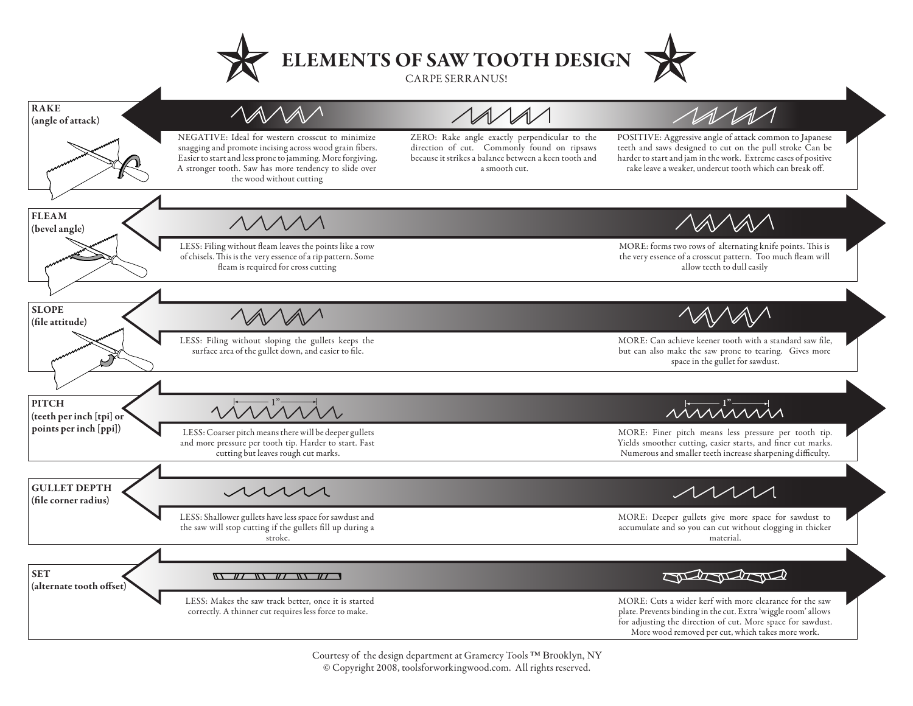# ELEMENTS OF SAW TOOTH DESIGN

CARPE SERRANUS!

## RAKE (angle of attack)

NEGATIVE: Ideal for western crosscut to minimize snagging and promote incising across wood grain fibers. Easier to start and less prone to jamming. More forgiving. A stronger tooth. Saw has more tendency to slide over the wood without cutting

ZERO: Rake angle exactly perpendicular to the direction of cut. Commonly found on ripsaws because it strikes a balance between a keen tooth and a smooth cut.

POSITIVE: Aggressive angle of attack common to Japanese teeth and saws designed to cut on the pull stroke Can be harder to start and jam in the work. Extreme cases of positive rake leave a weaker, undercut tooth which can break off.

## FLEAM (bevel angle)

LESS: Filing without fleam leaves the points like a row of chisels. This is the very essence of a rip pattern. Some fleam is required for cross cutting

MORE: forms two rows of alternating knife points. This is the very essence of a crosscut pattern. Too much fleam will allow teeth to dull easily

## SLOPE (file attitude)

LESS: Filing without sloping the gullets keeps the surface area of the gullet down, and easier to file.

MORE: Can achieve keener tooth with a standard saw file, but can also make the saw prone to tearing. Gives more space in the gullet for sawdust.

## PITCH (teeth per inch [tpi] or points per inch [ppi])

1”

LESS: Coarser pitch means there will be deeper gullets and more pressure per tooth tip. Harder to start. Fast cutting but leaves rough cut marks.

1”

MORE: Finer pitch means less pressure per tooth tip. Yields smoother cutting, easier starts, and finer cut marks. Numerous and smaller teeth increase sharpening difficulty.

## GULLET DEPTH (file corner radius)

LESS: Shallower gullets have less space for sawdust and the saw will stop cutting if the gullets fill up during a stroke.

MORE: Deeper gullets give more space for sawdust to accumulate and so you can cut without clogging in thicker material.

## SET (alternate tooth offset)

LESS: Makes the saw track better, once it is started correctly. A thinner cut requires less force to make.

MORE: Cuts a wider kerf with more clearance for the saw plate. Prevents binding in the cut. Extra ‘wiggle room’ allows for adjusting the direction of cut. More space for sawdust. More wood removed per cut, which takes more work.

Courtesy of the design department at Gramercy Tools ™ Brooklyn, NY

© Copyright 2008, toolsforworkingwood.com. All rights reserved.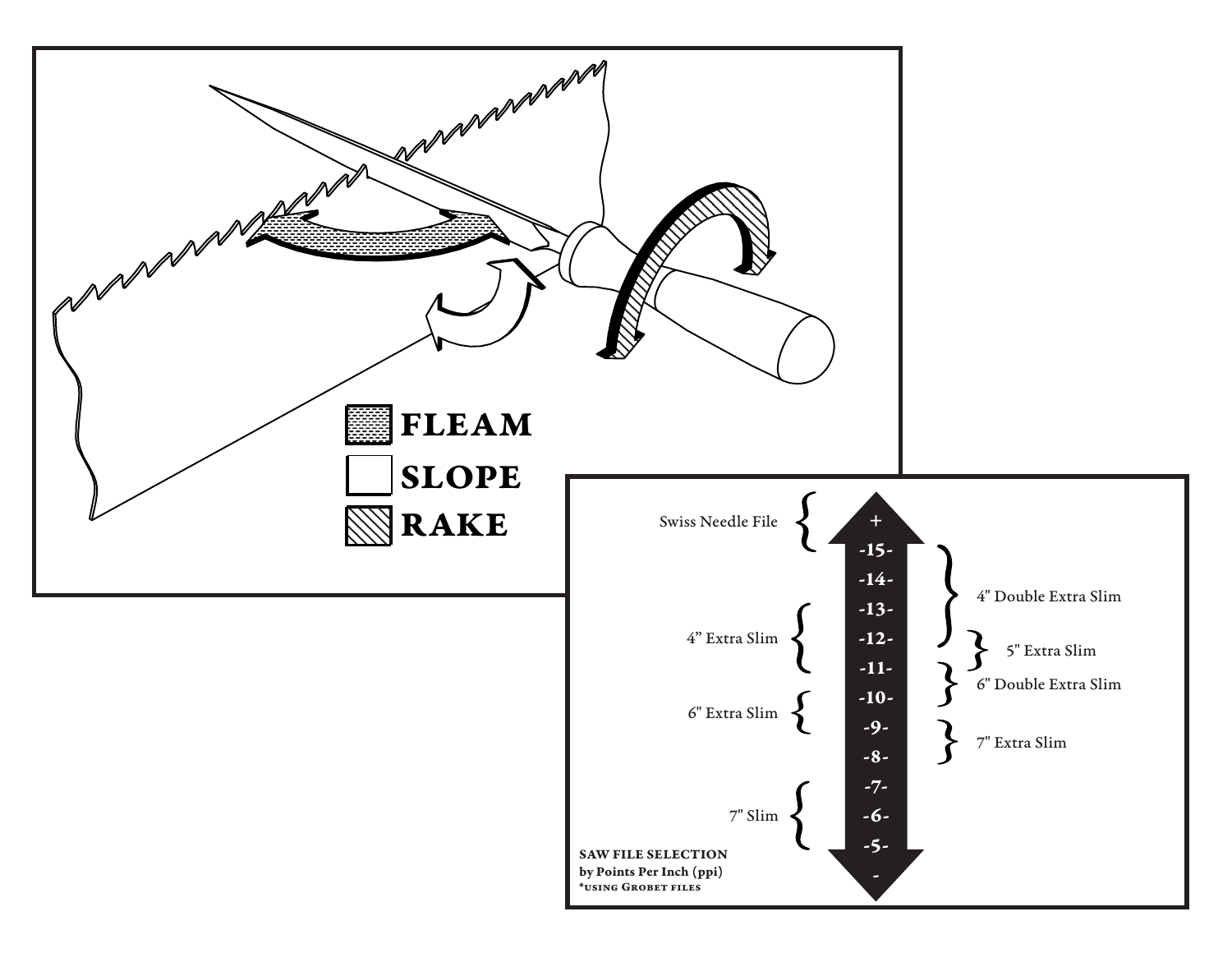FLEAM

SLOPE

RAKE

Swiss Needle File

+

-15-

-14-

-13-

-12-

-11-

-10-

-9-

-8-

-7-

-6-

-5-

-

4" Double Extra Slim

4" Extra Slim

5" Extra Slim

6" Double Extra Slim

6" Extra Slim

7" Extra Slim

7" Slim

**SAW FILE SELECTION**
**by Points Per Inch (ppi)**
**\*using Grobet files**